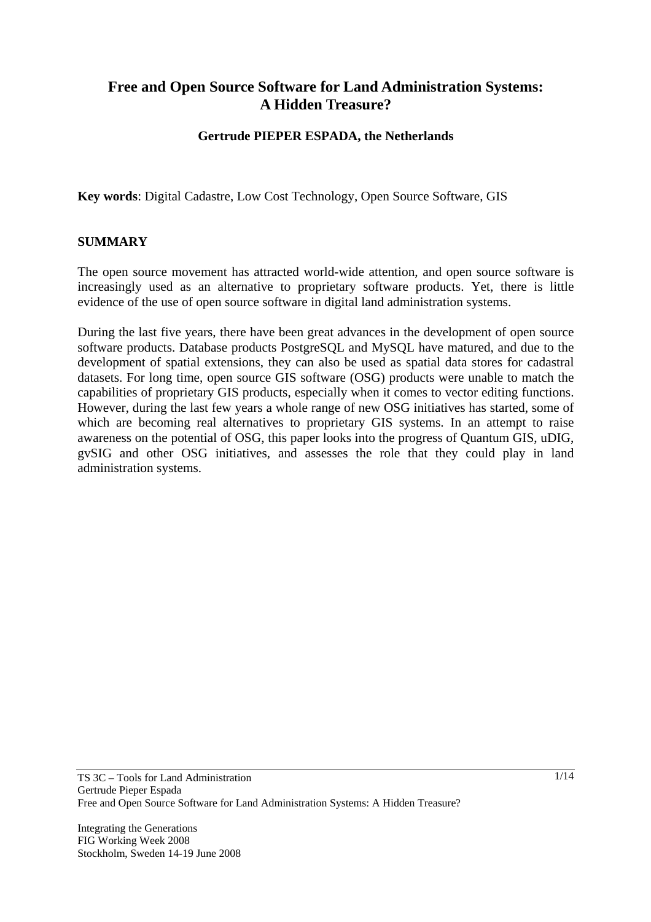# Free and Open Source Software for Land Administration Systems: A Hidden Treasure?

**Gertrude PIEPER ESPADA, the Netherlands**

**Key words**: Digital Cadastre, Low Cost Technology, Open Source Software, GIS

## SUMMARY

The open source movement has attracted world-wide attention, and open source software is increasingly used as an alternative to proprietary software products. Yet, there is little evidence of the use of open source software in digital land administration systems.

During the last five years, there have been great advances in the development of open source software products. Database products PostgreSQL and MySQL have matured, and due to the development of spatial extensions, they can also be used as spatial data stores for cadastral datasets. For long time, open source GIS software (OSG) products were unable to match the capabilities of proprietary GIS products, especially when it comes to vector editing functions. However, during the last few years a whole range of new OSG initiatives has started, some of which are becoming real alternatives to proprietary GIS systems. In an attempt to raise awareness on the potential of OSG, this paper looks into the progress of Quantum GIS, uDIG, gvSIG and other OSG initiatives, and assesses the role that they could play in land administration systems.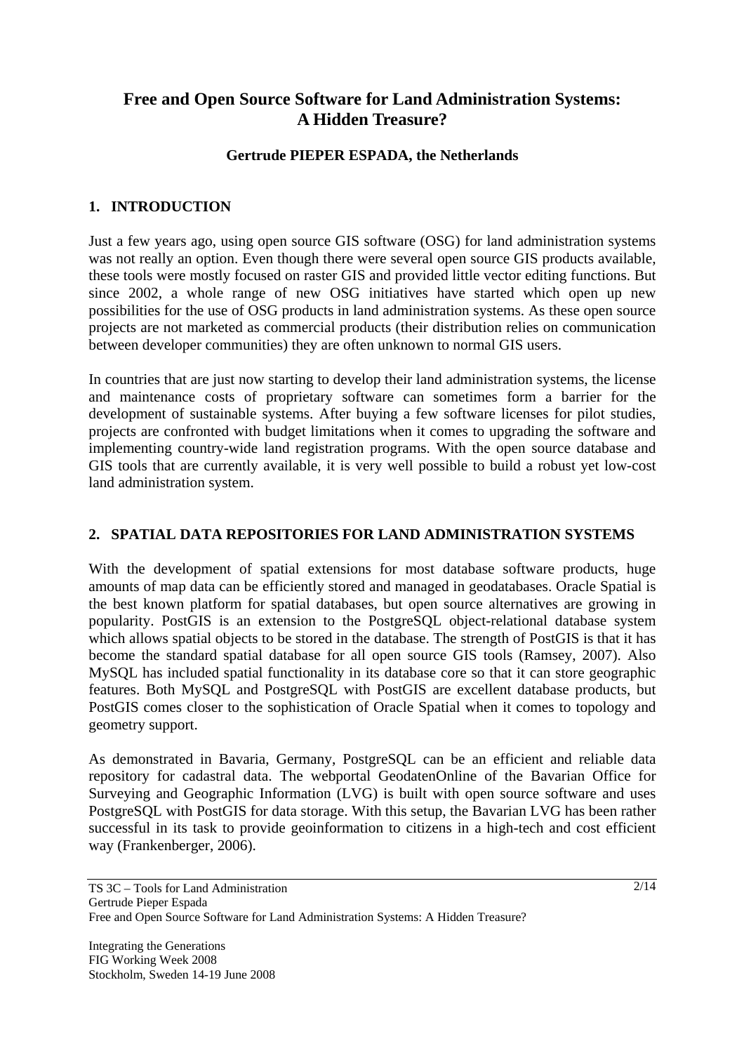# Free and Open Source Software for Land Administration Systems: A Hidden Treasure?

**Gertrude PIEPER ESPADA, the Netherlands**

## 1. INTRODUCTION

Just a few years ago, using open source GIS software (OSG) for land administration systems was not really an option. Even though there were several open source GIS products available, these tools were mostly focused on raster GIS and provided little vector editing functions. But since 2002, a whole range of new OSG initiatives have started which open up new possibilities for the use of OSG products in land administration systems. As these open source projects are not marketed as commercial products (their distribution relies on communication between developer communities) they are often unknown to normal GIS users.

In countries that are just now starting to develop their land administration systems, the license and maintenance costs of proprietary software can sometimes form a barrier for the development of sustainable systems. After buying a few software licenses for pilot studies, projects are confronted with budget limitations when it comes to upgrading the software and implementing country-wide land registration programs. With the open source database and GIS tools that are currently available, it is very well possible to build a robust yet low-cost land administration system.

## 2. SPATIAL DATA REPOSITORIES FOR LAND ADMINISTRATION SYSTEMS

With the development of spatial extensions for most database software products, huge amounts of map data can be efficiently stored and managed in geodatabases. Oracle Spatial is the best known platform for spatial databases, but open source alternatives are growing in popularity. PostGIS is an extension to the PostgreSQL object-relational database system which allows spatial objects to be stored in the database. The strength of PostGIS is that it has become the standard spatial database for all open source GIS tools (Ramsey, 2007). Also MySQL has included spatial functionality in its database core so that it can store geographic features. Both MySQL and PostgreSQL with PostGIS are excellent database products, but PostGIS comes closer to the sophistication of Oracle Spatial when it comes to topology and geometry support.

As demonstrated in Bavaria, Germany, PostgreSQL can be an efficient and reliable data repository for cadastral data. The webportal GeodatenOnline of the Bavarian Office for Surveying and Geographic Information (LVG) is built with open source software and uses PostgreSQL with PostGIS for data storage. With this setup, the Bavarian LVG has been rather successful in its task to provide geoinformation to citizens in a high-tech and cost efficient way (Frankenberger, 2006).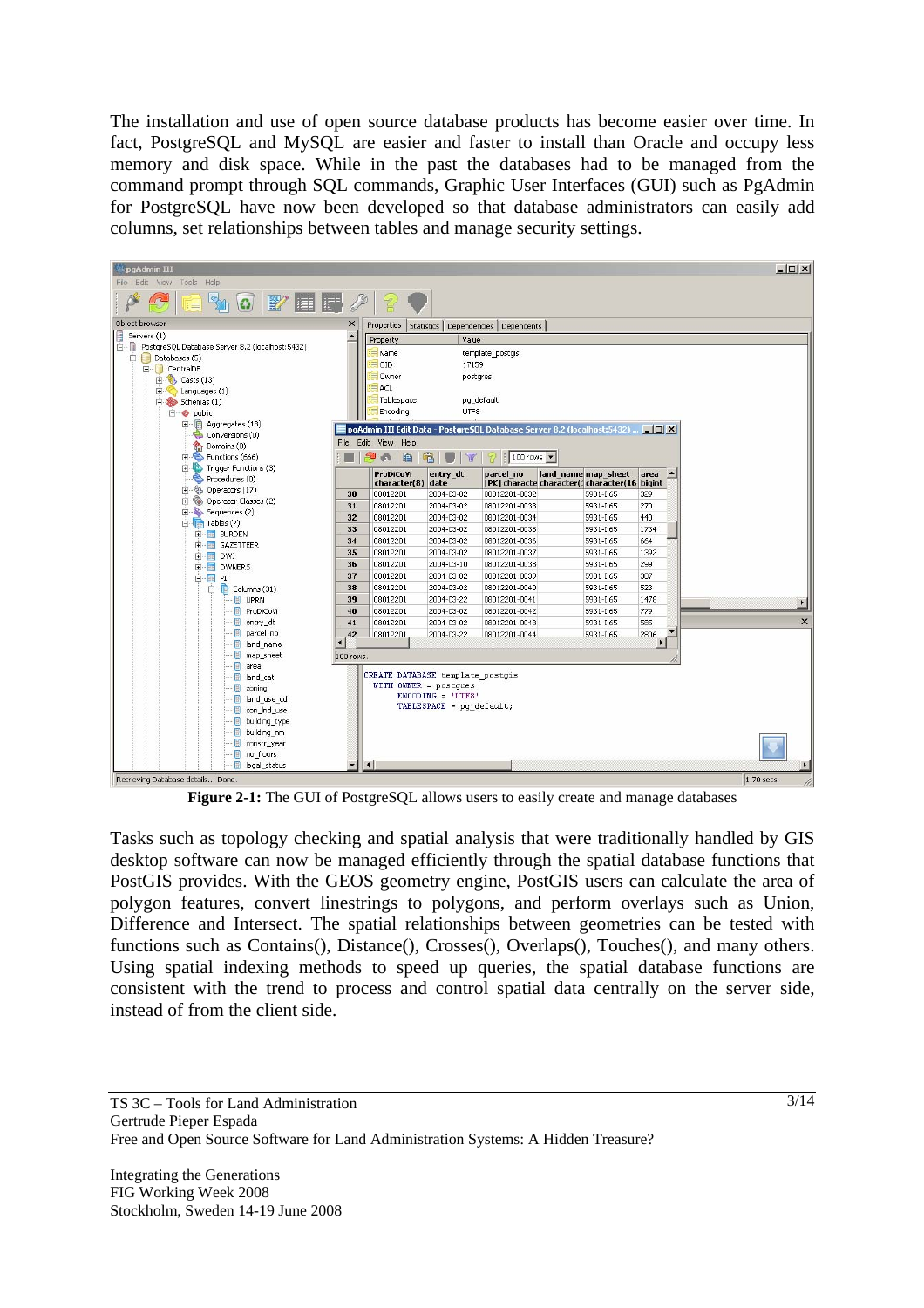The installation and use of open source database products has become easier over time. In fact, PostgreSQL and MySQL are easier and faster to install than Oracle and occupy less memory and disk space. While in the past the databases had to be managed from the command prompt through SQL commands, Graphic User Interfaces (GUI) such as PgAdmin for PostgreSQL have now been developed so that database administrators can easily add columns, set relationships between tables and manage security settings.

**Figure 2-1:** The GUI of PostgreSQL allows users to easily create and manage databases

Tasks such as topology checking and spatial analysis that were traditionally handled by GIS desktop software can now be managed efficiently through the spatial database functions that PostGIS provides. With the GEOS geometry engine, PostGIS users can calculate the area of polygon features, convert linestrings to polygons, and perform overlays such as Union, Difference and Intersect. The spatial relationships between geometries can be tested with functions such as Contains(), Distance(), Crosses(), Overlaps(), Touches(), and many others. Using spatial indexing methods to speed up queries, the spatial database functions are consistent with the trend to process and control spatial data centrally on the server side, instead of from the client side.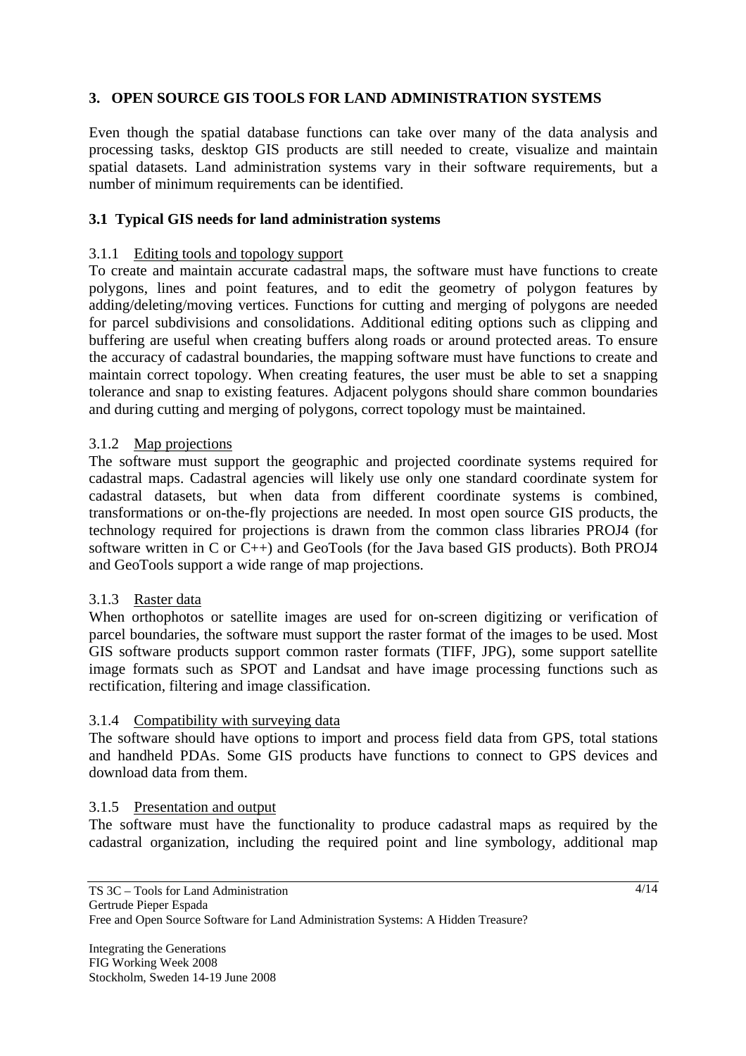## 3. OPEN SOURCE GIS TOOLS FOR LAND ADMINISTRATION SYSTEMS

Even though the spatial database functions can take over many of the data analysis and processing tasks, desktop GIS products are still needed to create, visualize and maintain spatial datasets. Land administration systems vary in their software requirements, but a number of minimum requirements can be identified.

### 3.1 Typical GIS needs for land administration systems

#### 3.1.1 Editing tools and topology support

To create and maintain accurate cadastral maps, the software must have functions to create polygons, lines and point features, and to edit the geometry of polygon features by adding/deleting/moving vertices. Functions for cutting and merging of polygons are needed for parcel subdivisions and consolidations. Additional editing options such as clipping and buffering are useful when creating buffers along roads or around protected areas. To ensure the accuracy of cadastral boundaries, the mapping software must have functions to create and maintain correct topology. When creating features, the user must be able to set a snapping tolerance and snap to existing features. Adjacent polygons should share common boundaries and during cutting and merging of polygons, correct topology must be maintained.

#### 3.1.2 Map projections

The software must support the geographic and projected coordinate systems required for cadastral maps. Cadastral agencies will likely use only one standard coordinate system for cadastral datasets, but when data from different coordinate systems is combined, transformations or on-the-fly projections are needed. In most open source GIS products, the technology required for projections is drawn from the common class libraries PROJ4 (for software written in C or C++) and GeoTools (for the Java based GIS products). Both PROJ4 and GeoTools support a wide range of map projections.

#### 3.1.3 Raster data

When orthophotos or satellite images are used for on-screen digitizing or verification of parcel boundaries, the software must support the raster format of the images to be used. Most GIS software products support common raster formats (TIFF, JPG), some support satellite image formats such as SPOT and Landsat and have image processing functions such as rectification, filtering and image classification.

#### 3.1.4 Compatibility with surveying data

The software should have options to import and process field data from GPS, total stations and handheld PDAs. Some GIS products have functions to connect to GPS devices and download data from them.

#### 3.1.5 Presentation and output

The software must have the functionality to produce cadastral maps as required by the cadastral organization, including the required point and line symbology, additional map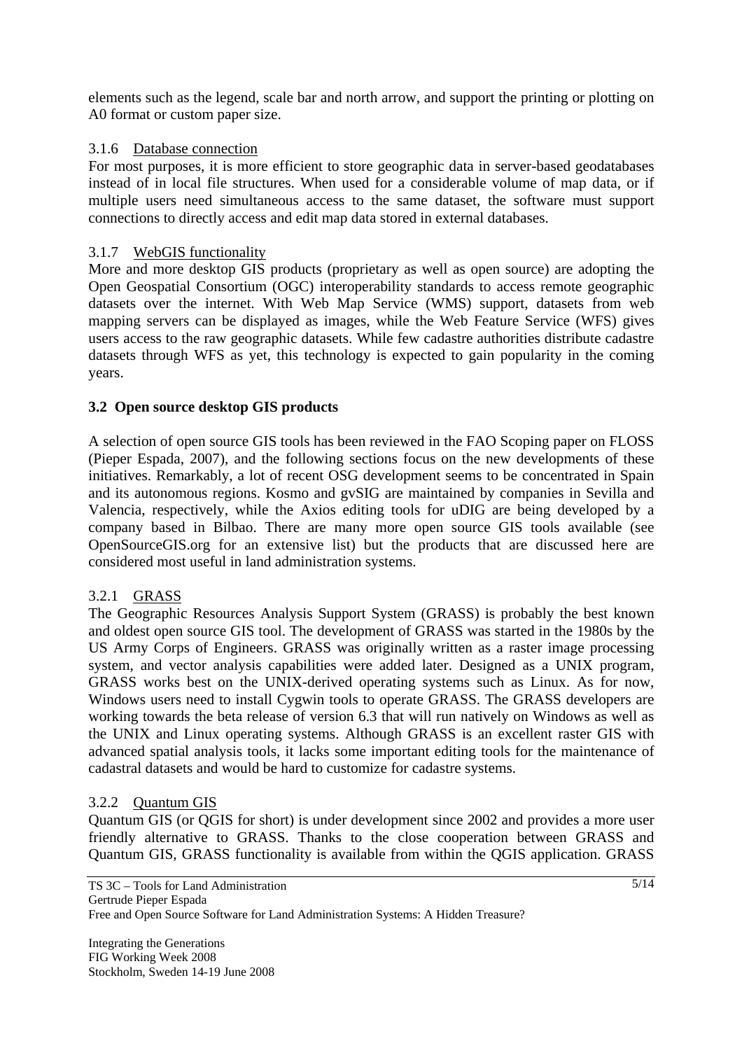elements such as the legend, scale bar and north arrow, and support the printing or plotting on A0 format or custom paper size.

#### 3.1.6 Database connection

For most purposes, it is more efficient to store geographic data in server-based geodatabases instead of in local file structures. When used for a considerable volume of map data, or if multiple users need simultaneous access to the same dataset, the software must support connections to directly access and edit map data stored in external databases.

#### 3.1.7 WebGIS functionality

More and more desktop GIS products (proprietary as well as open source) are adopting the Open Geospatial Consortium (OGC) interoperability standards to access remote geographic datasets over the internet. With Web Map Service (WMS) support, datasets from web mapping servers can be displayed as images, while the Web Feature Service (WFS) gives users access to the raw geographic datasets. While few cadastre authorities distribute cadastre datasets through WFS as yet, this technology is expected to gain popularity in the coming years.

### 3.2 Open source desktop GIS products

A selection of open source GIS tools has been reviewed in the FAO Scoping paper on FLOSS (Pieper Espada, 2007), and the following sections focus on the new developments of these initiatives. Remarkably, a lot of recent OSG development seems to be concentrated in Spain and its autonomous regions. Kosmo and gvSIG are maintained by companies in Sevilla and Valencia, respectively, while the Axios editing tools for uDIG are being developed by a company based in Bilbao. There are many more open source GIS tools available (see OpenSourceGIS.org for an extensive list) but the products that are discussed here are considered most useful in land administration systems.

#### 3.2.1 GRASS

The Geographic Resources Analysis Support System (GRASS) is probably the best known and oldest open source GIS tool. The development of GRASS was started in the 1980s by the US Army Corps of Engineers. GRASS was originally written as a raster image processing system, and vector analysis capabilities were added later. Designed as a UNIX program, GRASS works best on the UNIX-derived operating systems such as Linux. As for now, Windows users need to install Cygwin tools to operate GRASS. The GRASS developers are working towards the beta release of version 6.3 that will run natively on Windows as well as the UNIX and Linux operating systems. Although GRASS is an excellent raster GIS with advanced spatial analysis tools, it lacks some important editing tools for the maintenance of cadastral datasets and would be hard to customize for cadastre systems.

#### 3.2.2 Quantum GIS

Quantum GIS (or QGIS for short) is under development since 2002 and provides a more user friendly alternative to GRASS. Thanks to the close cooperation between GRASS and Quantum GIS, GRASS functionality is available from within the QGIS application. GRASS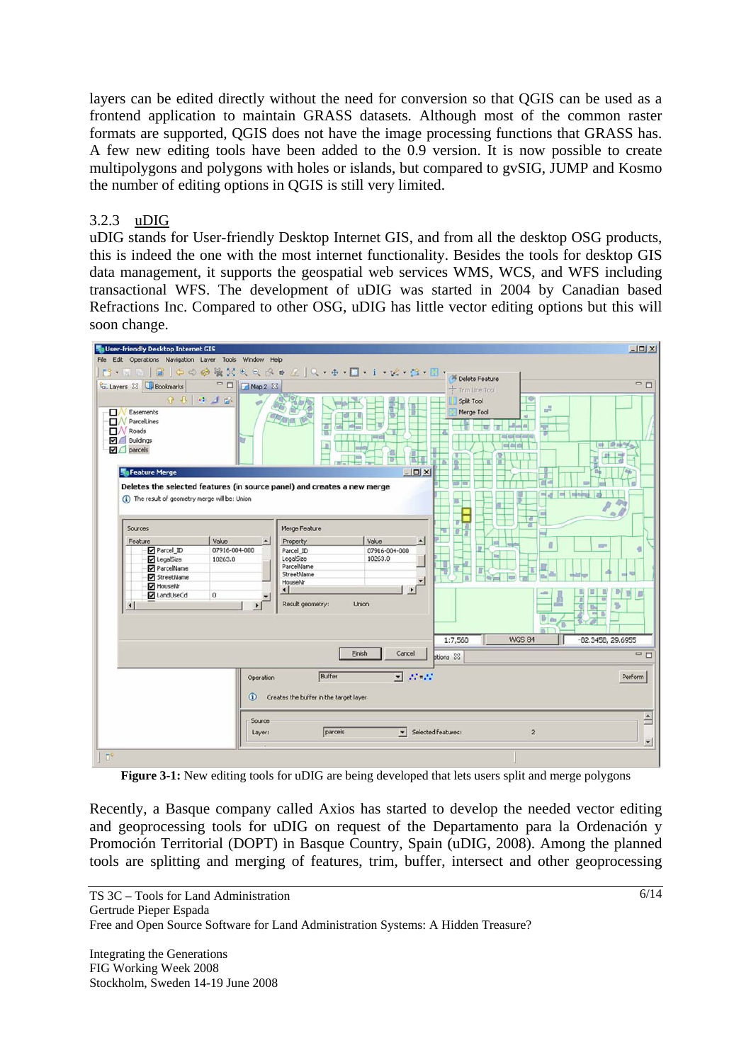layers can be edited directly without the need for conversion so that QGIS can be used as a frontend application to maintain GRASS datasets. Although most of the common raster formats are supported, QGIS does not have the image processing functions that GRASS has. A few new editing tools have been added to the 0.9 version. It is now possible to create multipolygons and polygons with holes or islands, but compared to gvSIG, JUMP and Kosmo the number of editing options in QGIS is still very limited.

### 3.2.3 uDIG

uDIG stands for User-friendly Desktop Internet GIS, and from all the desktop OSG products, this is indeed the one with the most internet functionality. Besides the tools for desktop GIS data management, it supports the geospatial web services WMS, WCS, and WFS including transactional WFS. The development of uDIG was started in 2004 by Canadian based Refractions Inc. Compared to other OSG, uDIG has little vector editing options but this will soon change.

**Figure 3-1:** New editing tools for uDIG are being developed that lets users split and merge polygons

Recently, a Basque company called Axios has started to develop the needed vector editing and geoprocessing tools for uDIG on request of the Departamento para la Ordenación y Promoción Territorial (DOPT) in Basque Country, Spain (uDIG, 2008). Among the planned tools are splitting and merging of features, trim, buffer, intersect and other geoprocessing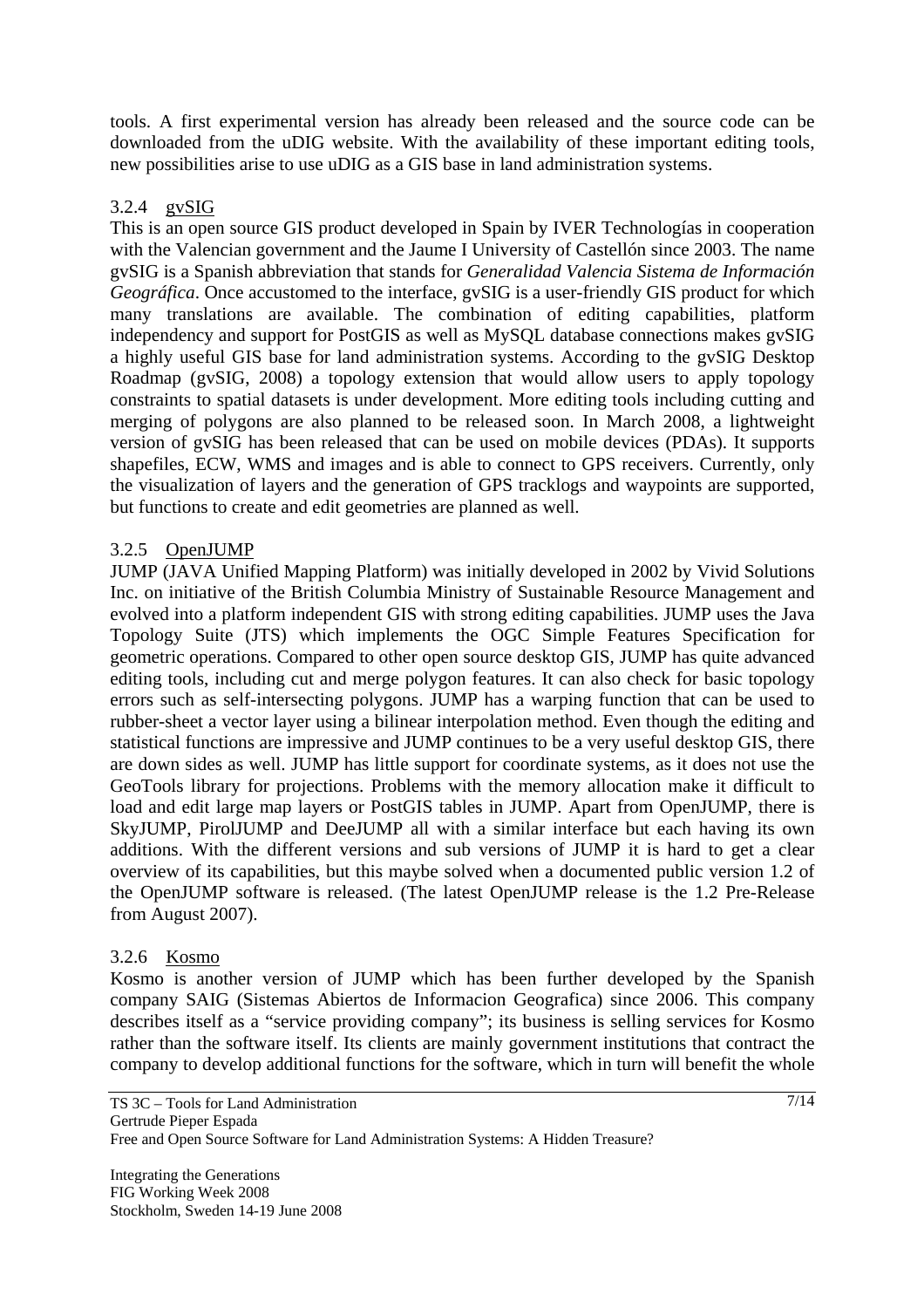tools. A first experimental version has already been released and the source code can be downloaded from the uDIG website. With the availability of these important editing tools, new possibilities arise to use uDIG as a GIS base in land administration systems.

#### 3.2.4 gvSIG

This is an open source GIS product developed in Spain by IVER Technologías in cooperation with the Valencian government and the Jaume I University of Castellón since 2003. The name gvSIG is a Spanish abbreviation that stands for *Generalidad Valencia Sistema de Información Geográfica*. Once accustomed to the interface, gvSIG is a user-friendly GIS product for which many translations are available. The combination of editing capabilities, platform independency and support for PostGIS as well as MySQL database connections makes gvSIG a highly useful GIS base for land administration systems. According to the gvSIG Desktop Roadmap (gvSIG, 2008) a topology extension that would allow users to apply topology constraints to spatial datasets is under development. More editing tools including cutting and merging of polygons are also planned to be released soon. In March 2008, a lightweight version of gvSIG has been released that can be used on mobile devices (PDAs). It supports shapefiles, ECW, WMS and images and is able to connect to GPS receivers. Currently, only the visualization of layers and the generation of GPS tracklogs and waypoints are supported, but functions to create and edit geometries are planned as well.

#### 3.2.5 OpenJUMP

JUMP (JAVA Unified Mapping Platform) was initially developed in 2002 by Vivid Solutions Inc. on initiative of the British Columbia Ministry of Sustainable Resource Management and evolved into a platform independent GIS with strong editing capabilities. JUMP uses the Java Topology Suite (JTS) which implements the OGC Simple Features Specification for geometric operations. Compared to other open source desktop GIS, JUMP has quite advanced editing tools, including cut and merge polygon features. It can also check for basic topology errors such as self-intersecting polygons. JUMP has a warping function that can be used to rubber-sheet a vector layer using a bilinear interpolation method. Even though the editing and statistical functions are impressive and JUMP continues to be a very useful desktop GIS, there are down sides as well. JUMP has little support for coordinate systems, as it does not use the GeoTools library for projections. Problems with the memory allocation make it difficult to load and edit large map layers or PostGIS tables in JUMP. Apart from OpenJUMP, there is SkyJUMP, PirolJUMP and DeeJUMP all with a similar interface but each having its own additions. With the different versions and sub versions of JUMP it is hard to get a clear overview of its capabilities, but this maybe solved when a documented public version 1.2 of the OpenJUMP software is released. (The latest OpenJUMP release is the 1.2 Pre-Release from August 2007).

#### 3.2.6 Kosmo

Kosmo is another version of JUMP which has been further developed by the Spanish company SAIG (Sistemas Abiertos de Informacion Geografica) since 2006. This company describes itself as a "service providing company"; its business is selling services for Kosmo rather than the software itself. Its clients are mainly government institutions that contract the company to develop additional functions for the software, which in turn will benefit the whole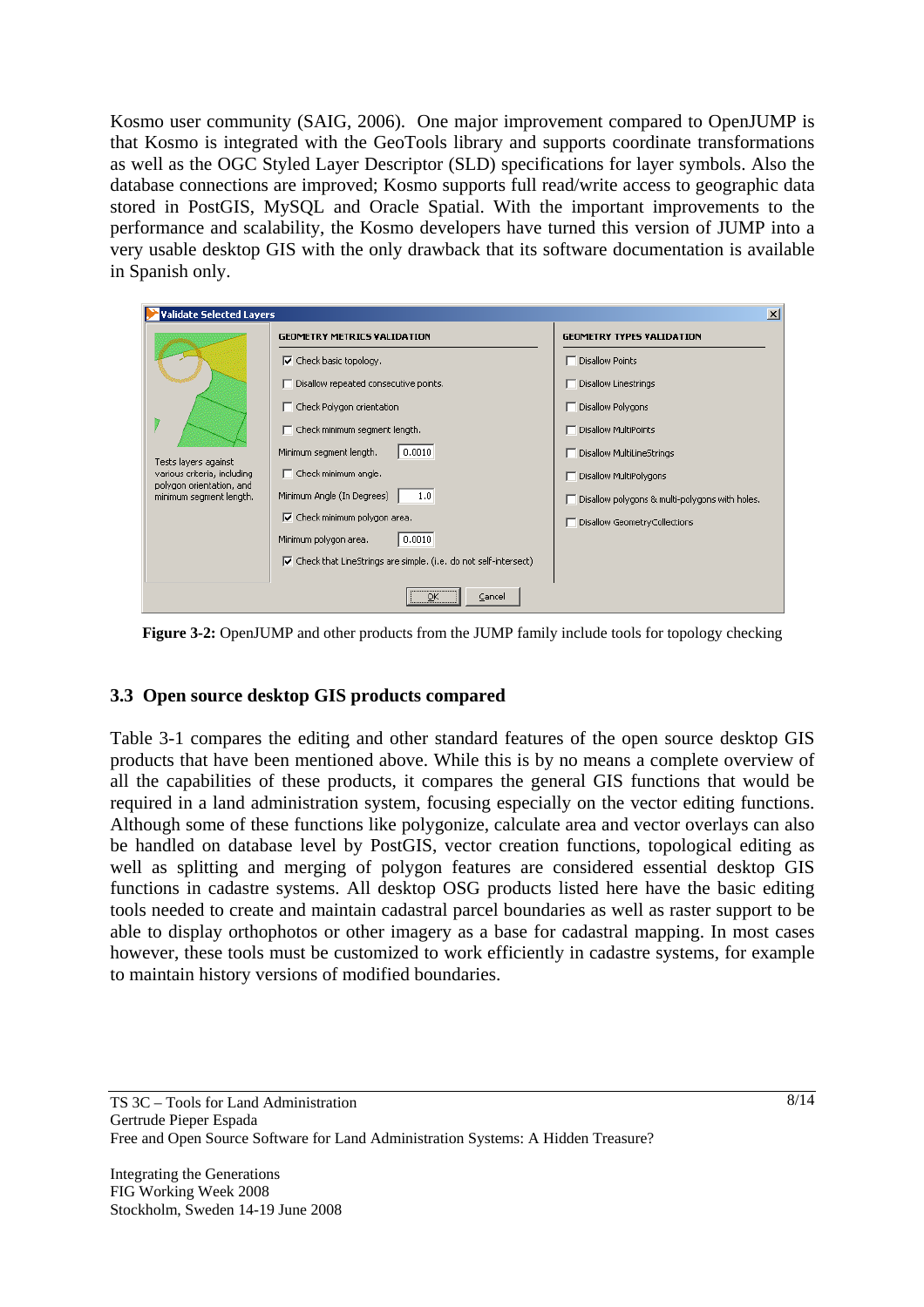Kosmo user community (SAIG, 2006). One major improvement compared to OpenJUMP is that Kosmo is integrated with the GeoTools library and supports coordinate transformations as well as the OGC Styled Layer Descriptor (SLD) specifications for layer symbols. Also the database connections are improved; Kosmo supports full read/write access to geographic data stored in PostGIS, MySQL and Oracle Spatial. With the important improvements to the performance and scalability, the Kosmo developers have turned this version of JUMP into a very usable desktop GIS with the only drawback that its software documentation is available in Spanish only.

**Figure 3-2:** OpenJUMP and other products from the JUMP family include tools for topology checking

## 3.3 Open source desktop GIS products compared

Table 3-1 compares the editing and other standard features of the open source desktop GIS products that have been mentioned above. While this is by no means a complete overview of all the capabilities of these products, it compares the general GIS functions that would be required in a land administration system, focusing especially on the vector editing functions. Although some of these functions like polygonize, calculate area and vector overlays can also be handled on database level by PostGIS, vector creation functions, topological editing as well as splitting and merging of polygon features are considered essential desktop GIS functions in cadastre systems. All desktop OSG products listed here have the basic editing tools needed to create and maintain cadastral parcel boundaries as well as raster support to be able to display orthophotos or other imagery as a base for cadastral mapping. In most cases however, these tools must be customized to work efficiently in cadastre systems, for example to maintain history versions of modified boundaries.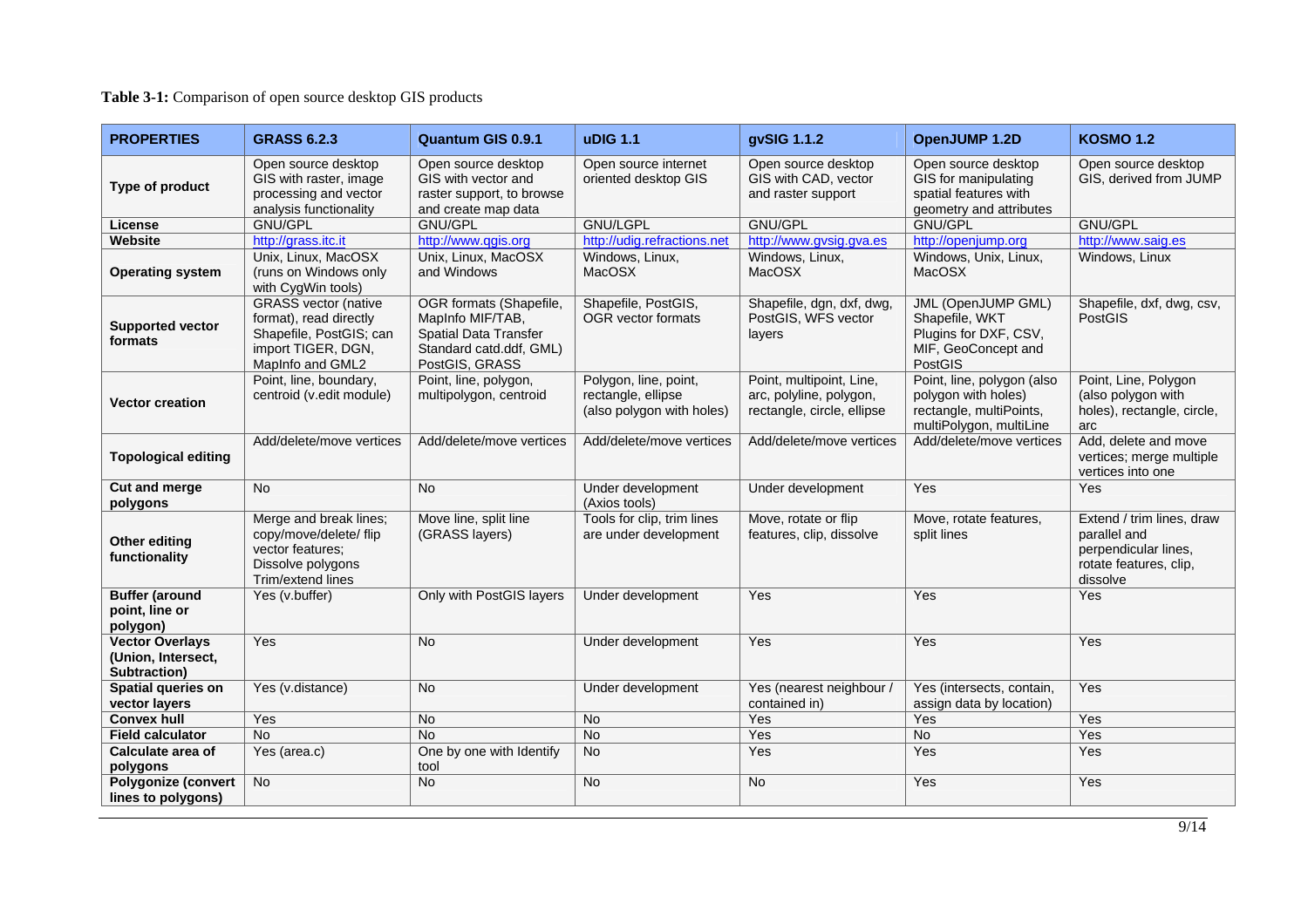**Table 3-1:** Comparison of open source desktop GIS products

| PROPERTIES | GRASS 6.2.3 | Quantum GIS 0.9.1 | uDIG 1.1 | gvSIG 1.1.2 | OpenJUMP 1.2D | KOSMO 1.2 |
|---|---|---|---|---|---|---|
| Type of product | Open source desktop GIS with raster, image processing and vector analysis functionality | Open source desktop GIS with vector and raster support, to browse and create map data | Open source internet oriented desktop GIS | Open source desktop GIS with CAD, vector and raster support | Open source desktop GIS for manipulating spatial features with geometry and attributes | Open source desktop GIS, derived from JUMP |
| License | GNU/GPL | GNU/GPL | GNU/LGPL | GNU/GPL | GNU/GPL | GNU/GPL |
| Website | http://grass.itc.it | http://www.qgis.org | http://udig.refractions.net | http://www.gvsig.gva.es | http://openjump.org | http://www.saig.es |
| Operating system | Unix, Linux, MacOSX (runs on Windows only with CygWin tools) | Unix, Linux, MacOSX and Windows | Windows, Linux, MacOSX | Windows, Linux, MacOSX | Windows, Unix, Linux, MacOSX | Windows, Linux |
| Supported vector formats | GRASS vector (native format), read directly Shapefile, PostGIS; can import TIGER, DGN, MapInfo and GML2 | OGR formats (Shapefile, MapInfo MIF/TAB, Spatial Data Transfer Standard catd.ddf, GML) PostGIS, GRASS | Shapefile, PostGIS, OGR vector formats | Shapefile, dgn, dxf, dwg, PostGIS, WFS vector layers | JML (OpenJUMP GML) Shapefile, WKT Plugins for DXF, CSV, MIF, GeoConcept and PostGIS | Shapefile, dxf, dwg, csv, PostGIS |
| Vector creation | Point, line, boundary, centroid (v.edit module) | Point, line, polygon, multipolygon, centroid | Polygon, line, point, rectangle, ellipse (also polygon with holes) | Point, multipoint, Line, arc, polyline, polygon, rectangle, circle, ellipse | Point, line, polygon (also polygon with holes) rectangle, multiPoints, multiPolygon, multiLine | Point, Line, Polygon (also polygon with holes), rectangle, circle, arc |
| Topological editing | Add/delete/move vertices | Add/delete/move vertices | Add/delete/move vertices | Add/delete/move vertices | Add/delete/move vertices | Add, delete and move vertices; merge multiple vertices into one |
| Cut and merge polygons | No | No | Under development (Axios tools) | Under development | Yes | Yes |
| Other editing functionality | Merge and break lines; copy/move/delete/ flip vector features; Dissolve polygons Trim/extend lines | Move line, split line (GRASS layers) | Tools for clip, trim lines are under development | Move, rotate or flip features, clip, dissolve | Move, rotate features, split lines | Extend / trim lines, draw parallel and perpendicular lines, rotate features, clip, dissolve |
| Buffer (around point, line or polygon) | Yes (v.buffer) | Only with PostGIS layers | Under development | Yes | Yes | Yes |
| Vector Overlays (Union, Intersect, Subtraction) | Yes | No | Under development | Yes | Yes | Yes |
| Spatial queries on vector layers | Yes (v.distance) | No | Under development | Yes (nearest neighbour / contained in) | Yes (intersects, contain, assign data by location) | Yes |
| Convex hull | Yes | No | No | Yes | Yes | Yes |
| Field calculator | No | No | No | Yes | No | Yes |
| Calculate area of polygons | Yes (area.c) | One by one with Identify tool | No | Yes | Yes | Yes |
| Polygonize (convert lines to polygons) | No | No | No | No | Yes | Yes |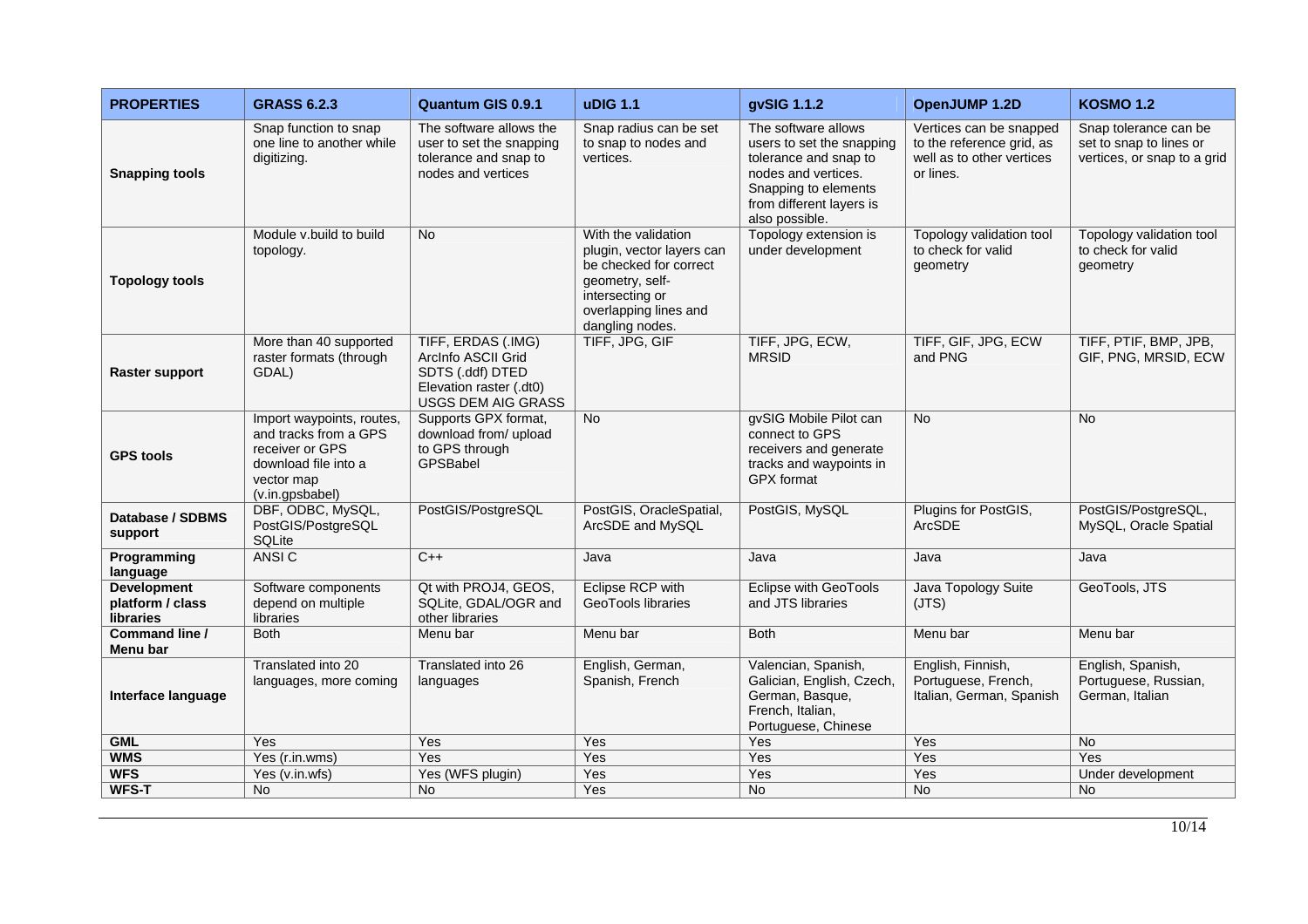| PROPERTIES | GRASS 6.2.3 | Quantum GIS 0.9.1 | uDIG 1.1 | gvSIG 1.1.2 | OpenJUMP 1.2D | KOSMO 1.2 |
|---|---|---|---|---|---|---|
| **Snapping tools** | Snap function to snap one line to another while digitizing. | The software allows the user to set the snapping tolerance and snap to nodes and vertices | Snap radius can be set to snap to nodes and vertices. | The software allows users to set the snapping tolerance and snap to nodes and vertices. Snapping to elements from different layers is also possible. | Vertices can be snapped to the reference grid, as well as to other vertices or lines. | Snap tolerance can be set to snap to lines or vertices, or snap to a grid |
| **Topology tools** | Module v.build to build topology. | No | With the validation plugin, vector layers can be checked for correct geometry, self-intersecting or overlapping lines and dangling nodes. | Topology extension is under development | Topology validation tool to check for valid geometry | Topology validation tool to check for valid geometry |
| **Raster support** | More than 40 supported raster formats (through GDAL) | TIFF, ERDAS (.IMG) ArcInfo ASCII Grid SDTS (.ddf) DTED Elevation raster (.dt0) USGS DEM AIG GRASS | TIFF, JPG, GIF | TIFF, JPG, ECW, MRSID | TIFF, GIF, JPG, ECW and PNG | TIFF, PTIF, BMP, JPB, GIF, PNG, MRSID, ECW |
| **GPS tools** | Import waypoints, routes, and tracks from a GPS receiver or GPS download file into a vector map (v.in.gpsbabel) | Supports GPX format, download from/ upload to GPS through GPSBabel | No | gvSIG Mobile Pilot can connect to GPS receivers and generate tracks and waypoints in GPX format | No | No |
| **Database / SDBMS support** | DBF, ODBC, MySQL, PostGIS/PostgreSQL SQLite | PostGIS/PostgreSQL | PostGIS, OracleSpatial, ArcSDE and MySQL | PostGIS, MySQL | Plugins for PostGIS, ArcSDE | PostGIS/PostgreSQL, MySQL, Oracle Spatial |
| **Programming language** | ANSI C | C++ | Java | Java | Java | Java |
| **Development platform / class libraries** | Software components depend on multiple libraries | Qt with PROJ4, GEOS, SQLite, GDAL/OGR and other libraries | Eclipse RCP with GeoTools libraries | Eclipse with GeoTools and JTS libraries | Java Topology Suite (JTS) | GeoTools, JTS |
| **Command line / Menu bar** | Both | Menu bar | Menu bar | Both | Menu bar | Menu bar |
| **Interface language** | Translated into 20 languages, more coming | Translated into 26 languages | English, German, Spanish, French | Valencian, Spanish, Galician, English, Czech, German, Basque, French, Italian, Portuguese, Chinese | English, Finnish, Portuguese, French, Italian, German, Spanish | English, Spanish, Portuguese, Russian, German, Italian |
| **GML** | Yes | Yes | Yes | Yes | Yes | No |
| **WMS** | Yes (r.in.wms) | Yes | Yes | Yes | Yes | Yes |
| **WFS** | Yes (v.in.wfs) | Yes (WFS plugin) | Yes | Yes | Yes | Under development |
| **WFS-T** | No | No | Yes | No | No | No |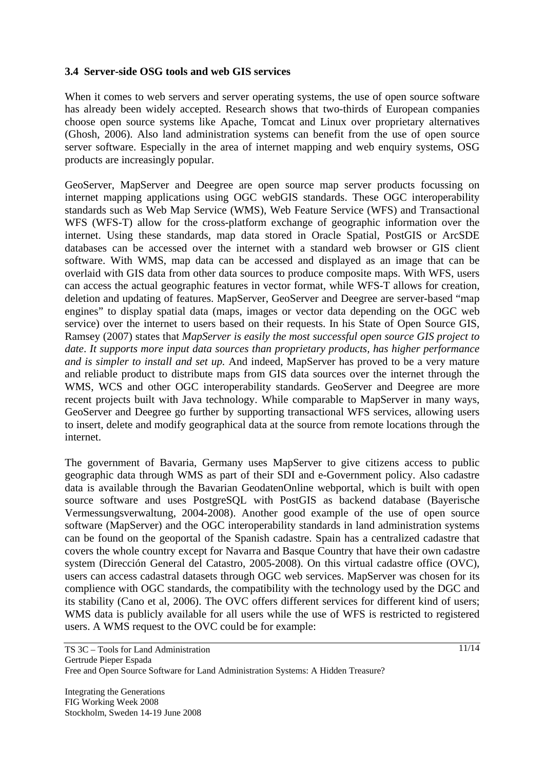### 3.4 Server-side OSG tools and web GIS services

When it comes to web servers and server operating systems, the use of open source software has already been widely accepted. Research shows that two-thirds of European companies choose open source systems like Apache, Tomcat and Linux over proprietary alternatives (Ghosh, 2006). Also land administration systems can benefit from the use of open source server software. Especially in the area of internet mapping and web enquiry systems, OSG products are increasingly popular.

GeoServer, MapServer and Deegree are open source map server products focussing on internet mapping applications using OGC webGIS standards. These OGC interoperability standards such as Web Map Service (WMS), Web Feature Service (WFS) and Transactional WFS (WFS-T) allow for the cross-platform exchange of geographic information over the internet. Using these standards, map data stored in Oracle Spatial, PostGIS or ArcSDE databases can be accessed over the internet with a standard web browser or GIS client software. With WMS, map data can be accessed and displayed as an image that can be overlaid with GIS data from other data sources to produce composite maps. With WFS, users can access the actual geographic features in vector format, while WFS-T allows for creation, deletion and updating of features. MapServer, GeoServer and Deegree are server-based "map engines" to display spatial data (maps, images or vector data depending on the OGC web service) over the internet to users based on their requests. In his State of Open Source GIS, Ramsey (2007) states that *MapServer is easily the most successful open source GIS project to date*. *It supports more input data sources than proprietary products, has higher performance and is simpler to install and set up.* And indeed, MapServer has proved to be a very mature and reliable product to distribute maps from GIS data sources over the internet through the WMS, WCS and other OGC interoperability standards. GeoServer and Deegree are more recent projects built with Java technology. While comparable to MapServer in many ways, GeoServer and Deegree go further by supporting transactional WFS services, allowing users to insert, delete and modify geographical data at the source from remote locations through the internet.

The government of Bavaria, Germany uses MapServer to give citizens access to public geographic data through WMS as part of their SDI and e-Government policy. Also cadastre data is available through the Bavarian GeodatenOnline webportal, which is built with open source software and uses PostgreSQL with PostGIS as backend database (Bayerische Vermessungsverwaltung, 2004-2008). Another good example of the use of open source software (MapServer) and the OGC interoperability standards in land administration systems can be found on the geoportal of the Spanish cadastre. Spain has a centralized cadastre that covers the whole country except for Navarra and Basque Country that have their own cadastre system (Dirección General del Catastro, 2005-2008). On this virtual cadastre office (OVC), users can access cadastral datasets through OGC web services. MapServer was chosen for its complience with OGC standards, the compatibility with the technology used by the DGC and its stability (Cano et al, 2006). The OVC offers different services for different kind of users; WMS data is publicly available for all users while the use of WFS is restricted to registered users. A WMS request to the OVC could be for example: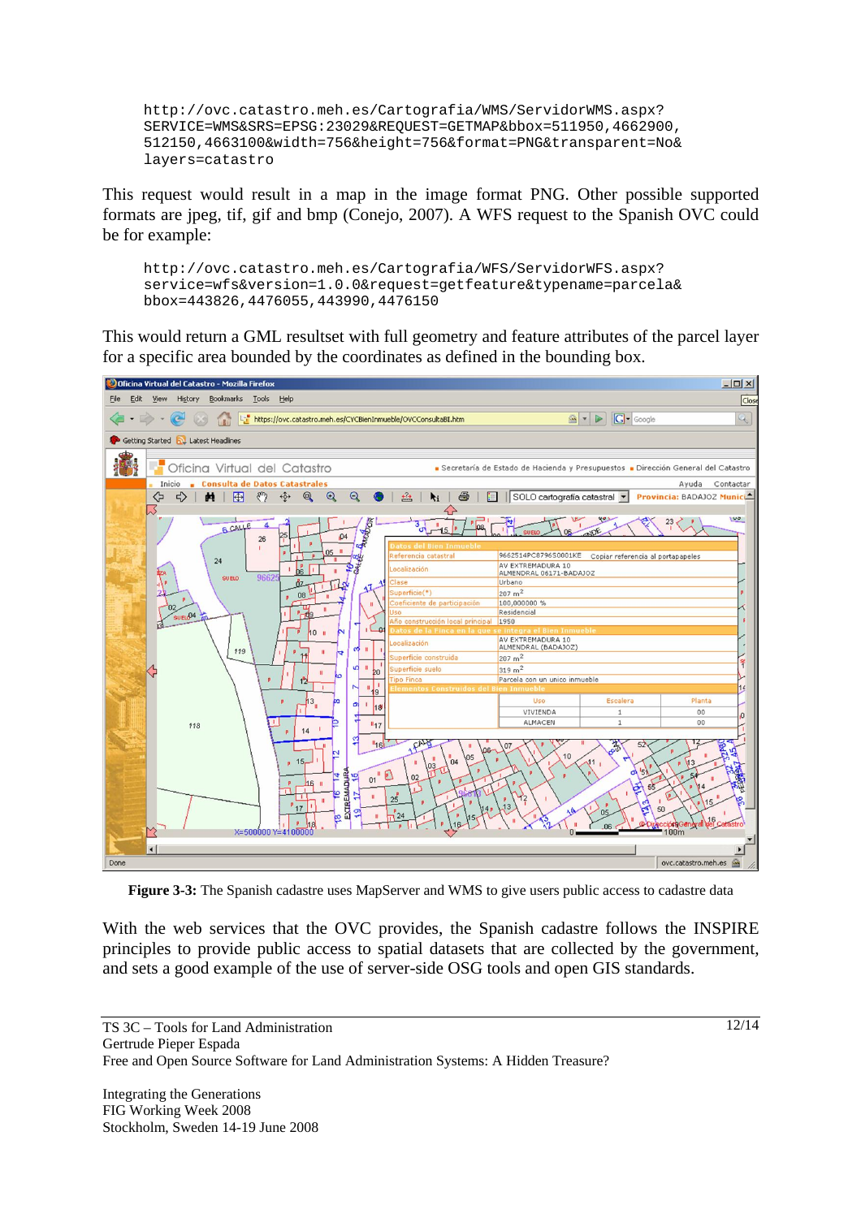```
http://ovc.catastro.meh.es/Cartografia/WMS/ServidorWMS.aspx?
SERVICE=WMS&SRS=EPSG:23029&REQUEST=GETMAP&bbox=511950,4662900,
512150,4663100&width=756&height=756&format=PNG&transparent=No&
layers=catastro
```

This request would result in a map in the image format PNG. Other possible supported formats are jpeg, tif, gif and bmp (Conejo, 2007). A WFS request to the Spanish OVC could be for example:

```
http://ovc.catastro.meh.es/Cartografia/WFS/ServidorWFS.aspx?
service=wfs&version=1.0.0&request=getfeature&typename=parcela&
bbox=443826,4476055,443990,4476150
```

This would return a GML resultset with full geometry and feature attributes of the parcel layer for a specific area bounded by the coordinates as defined in the bounding box.

**Figure 3-3:** The Spanish cadastre uses MapServer and WMS to give users public access to cadastre data

With the web services that the OVC provides, the Spanish cadastre follows the INSPIRE principles to provide public access to spatial datasets that are collected by the government, and sets a good example of the use of server-side OSG tools and open GIS standards.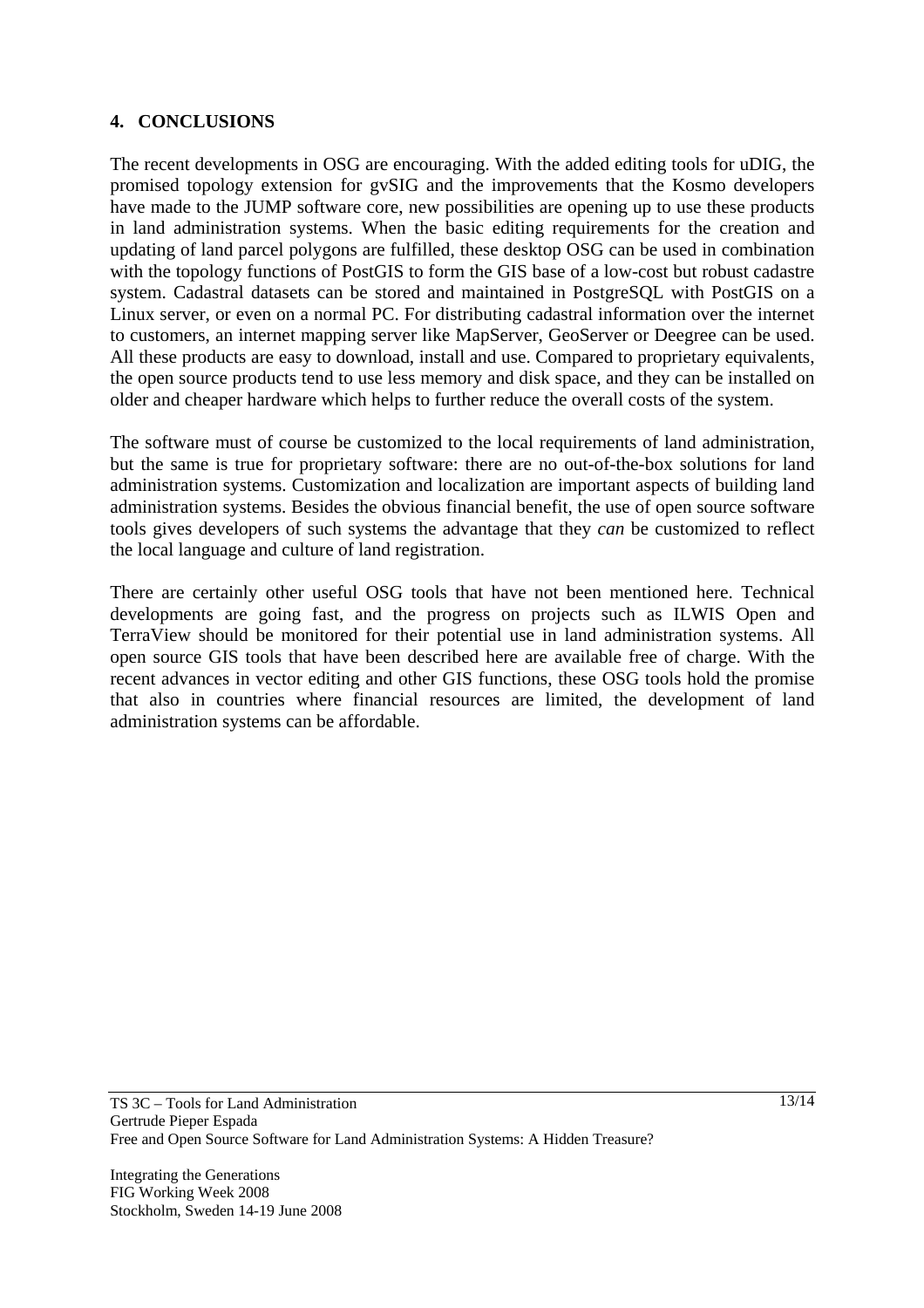## 4. CONCLUSIONS

The recent developments in OSG are encouraging. With the added editing tools for uDIG, the promised topology extension for gvSIG and the improvements that the Kosmo developers have made to the JUMP software core, new possibilities are opening up to use these products in land administration systems. When the basic editing requirements for the creation and updating of land parcel polygons are fulfilled, these desktop OSG can be used in combination with the topology functions of PostGIS to form the GIS base of a low-cost but robust cadastre system. Cadastral datasets can be stored and maintained in PostgreSQL with PostGIS on a Linux server, or even on a normal PC. For distributing cadastral information over the internet to customers, an internet mapping server like MapServer, GeoServer or Deegree can be used. All these products are easy to download, install and use. Compared to proprietary equivalents, the open source products tend to use less memory and disk space, and they can be installed on older and cheaper hardware which helps to further reduce the overall costs of the system.

The software must of course be customized to the local requirements of land administration, but the same is true for proprietary software: there are no out-of-the-box solutions for land administration systems. Customization and localization are important aspects of building land administration systems. Besides the obvious financial benefit, the use of open source software tools gives developers of such systems the advantage that they *can* be customized to reflect the local language and culture of land registration.

There are certainly other useful OSG tools that have not been mentioned here. Technical developments are going fast, and the progress on projects such as ILWIS Open and TerraView should be monitored for their potential use in land administration systems. All open source GIS tools that have been described here are available free of charge. With the recent advances in vector editing and other GIS functions, these OSG tools hold the promise that also in countries where financial resources are limited, the development of land administration systems can be affordable.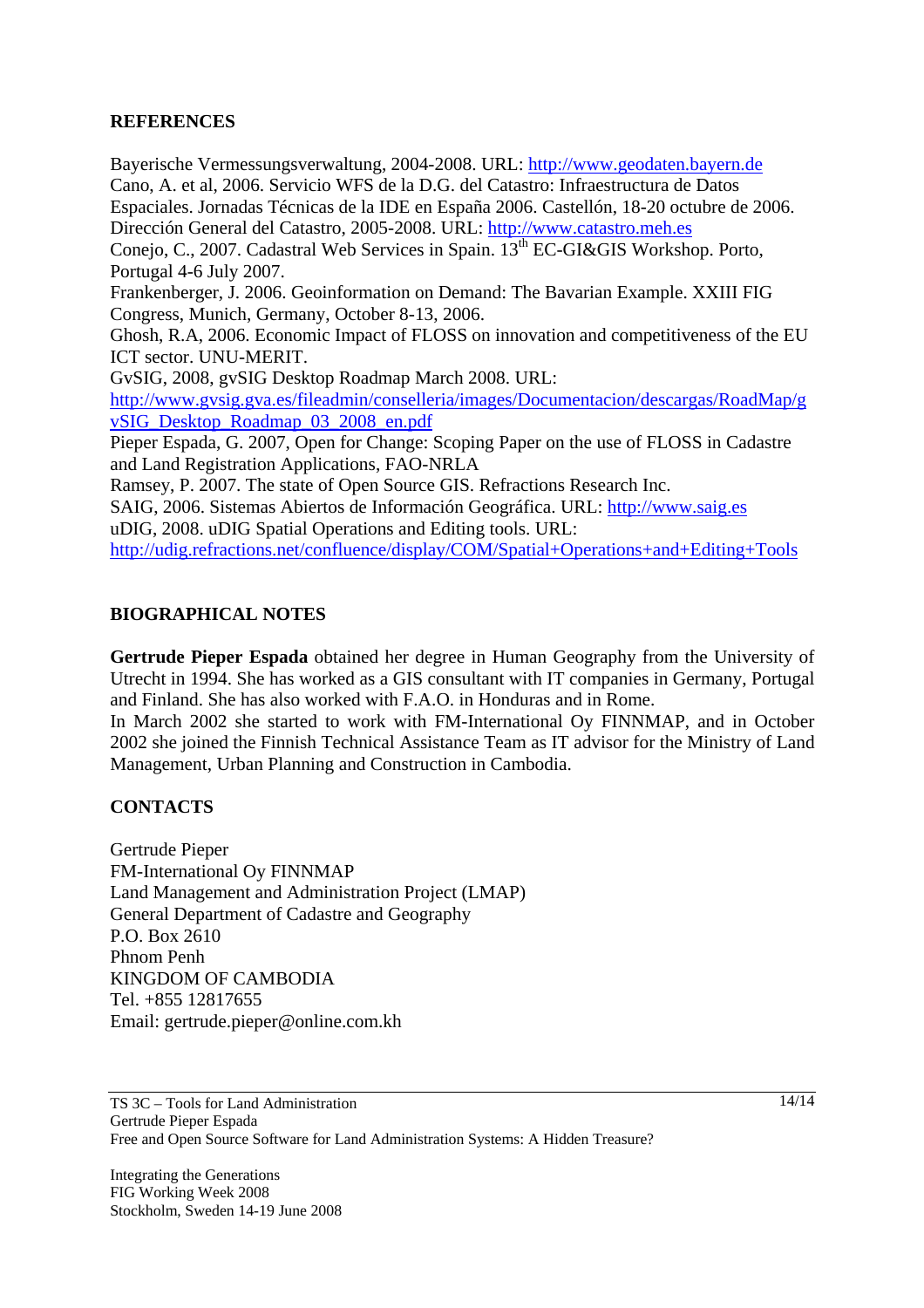## REFERENCES

Bayerische Vermessungsverwaltung, 2004-2008. URL: http://www.geodaten.bayern.de

Cano, A. et al, 2006. Servicio WFS de la D.G. del Catastro: Infraestructura de Datos Espaciales. Jornadas Técnicas de la IDE en España 2006. Castellón, 18-20 octubre de 2006.

Dirección General del Catastro, 2005-2008. URL: http://www.catastro.meh.es

Conejo, C., 2007. Cadastral Web Services in Spain. 13th EC-GI&GIS Workshop. Porto, Portugal 4-6 July 2007.

Frankenberger, J. 2006. Geoinformation on Demand: The Bavarian Example. XXIII FIG Congress, Munich, Germany, October 8-13, 2006.

Ghosh, R.A, 2006. Economic Impact of FLOSS on innovation and competitiveness of the EU ICT sector. UNU-MERIT.

GvSIG, 2008, gvSIG Desktop Roadmap March 2008. URL: http://www.gvsig.gva.es/fileadmin/conselleria/images/Documentacion/descargas/RoadMap/gvSIG_Desktop_Roadmap_03_2008_en.pdf

Pieper Espada, G. 2007, Open for Change: Scoping Paper on the use of FLOSS in Cadastre and Land Registration Applications, FAO-NRLA

Ramsey, P. 2007. The state of Open Source GIS. Refractions Research Inc.

SAIG, 2006. Sistemas Abiertos de Información Geográfica. URL: http://www.saig.es

uDIG, 2008. uDIG Spatial Operations and Editing tools. URL: http://udig.refractions.net/confluence/display/COM/Spatial+Operations+and+Editing+Tools

## BIOGRAPHICAL NOTES

**Gertrude Pieper Espada** obtained her degree in Human Geography from the University of Utrecht in 1994. She has worked as a GIS consultant with IT companies in Germany, Portugal and Finland. She has also worked with F.A.O. in Honduras and in Rome.
In March 2002 she started to work with FM-International Oy FINNMAP, and in October 2002 she joined the Finnish Technical Assistance Team as IT advisor for the Ministry of Land Management, Urban Planning and Construction in Cambodia.

## CONTACTS

Gertrude Pieper
FM-International Oy FINNMAP
Land Management and Administration Project (LMAP)
General Department of Cadastre and Geography
P.O. Box 2610
Phnom Penh
KINGDOM OF CAMBODIA
Tel. +855 12817655
Email: gertrude.pieper@online.com.kh